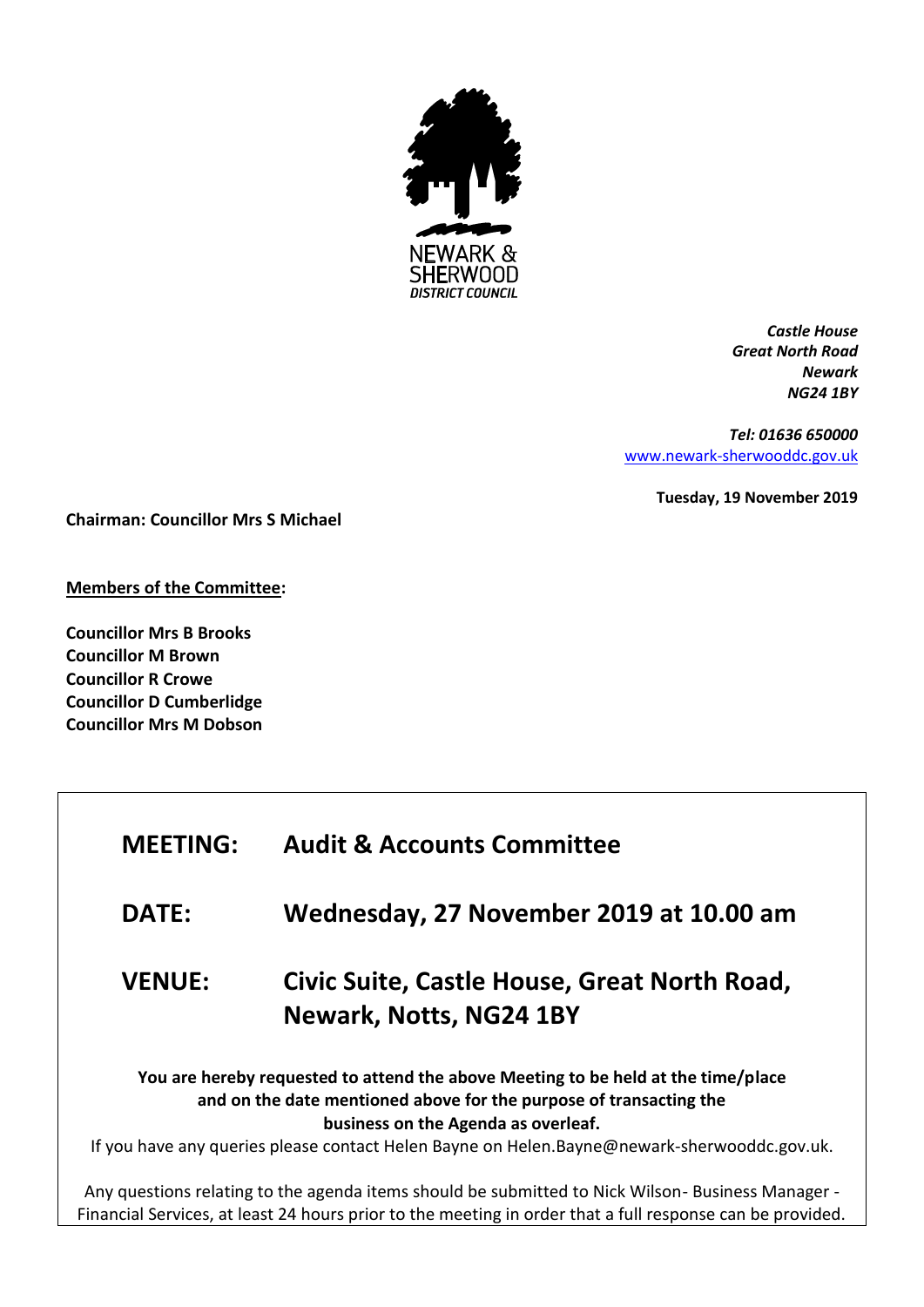NEWARK & SHERWOOD DISTRICT COUNCIL

*Castle House*
*Great North Road*
*Newark*
*NG24 1BY*

*Tel: 01636 650000*
www.newark-sherwooddc.gov.uk

**Tuesday, 19 November 2019**

**Chairman: Councillor Mrs S Michael**

**Members of the Committee:**

**Councillor Mrs B Brooks**
**Councillor M Brown**
**Councillor R Crowe**
**Councillor D Cumberlidge**
**Councillor Mrs M Dobson**

## MEETING: Audit & Accounts Committee

## DATE: Wednesday, 27 November 2019 at 10.00 am

## VENUE: Civic Suite, Castle House, Great North Road, Newark, Notts, NG24 1BY

**You are hereby requested to attend the above Meeting to be held at the time/place and on the date mentioned above for the purpose of transacting the business on the Agenda as overleaf.**

If you have any queries please contact Helen Bayne on Helen.Bayne@newark-sherwooddc.gov.uk.

Any questions relating to the agenda items should be submitted to Nick Wilson- Business Manager - Financial Services, at least 24 hours prior to the meeting in order that a full response can be provided.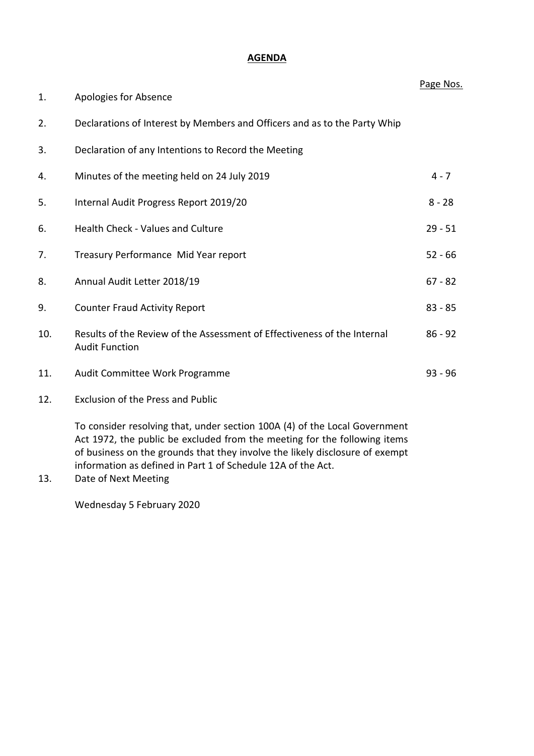**AGENDA**

| | | Page Nos. |
|---|---|---|
| 1. | Apologies for Absence | |
| 2. | Declarations of Interest by Members and Officers and as to the Party Whip | |
| 3. | Declaration of any Intentions to Record the Meeting | |
| 4. | Minutes of the meeting held on 24 July 2019 | 4 - 7 |
| 5. | Internal Audit Progress Report 2019/20 | 8 - 28 |
| 6. | Health Check - Values and Culture | 29 - 51 |
| 7. | Treasury Performance Mid Year report | 52 - 66 |
| 8. | Annual Audit Letter 2018/19 | 67 - 82 |
| 9. | Counter Fraud Activity Report | 83 - 85 |
| 10. | Results of the Review of the Assessment of Effectiveness of the Internal Audit Function | 86 - 92 |
| 11. | Audit Committee Work Programme | 93 - 96 |
| 12. | Exclusion of the Press and Public | |

To consider resolving that, under section 100A (4) of the Local Government Act 1972, the public be excluded from the meeting for the following items of business on the grounds that they involve the likely disclosure of exempt information as defined in Part 1 of Schedule 12A of the Act.

13. Date of Next Meeting

Wednesday 5 February 2020